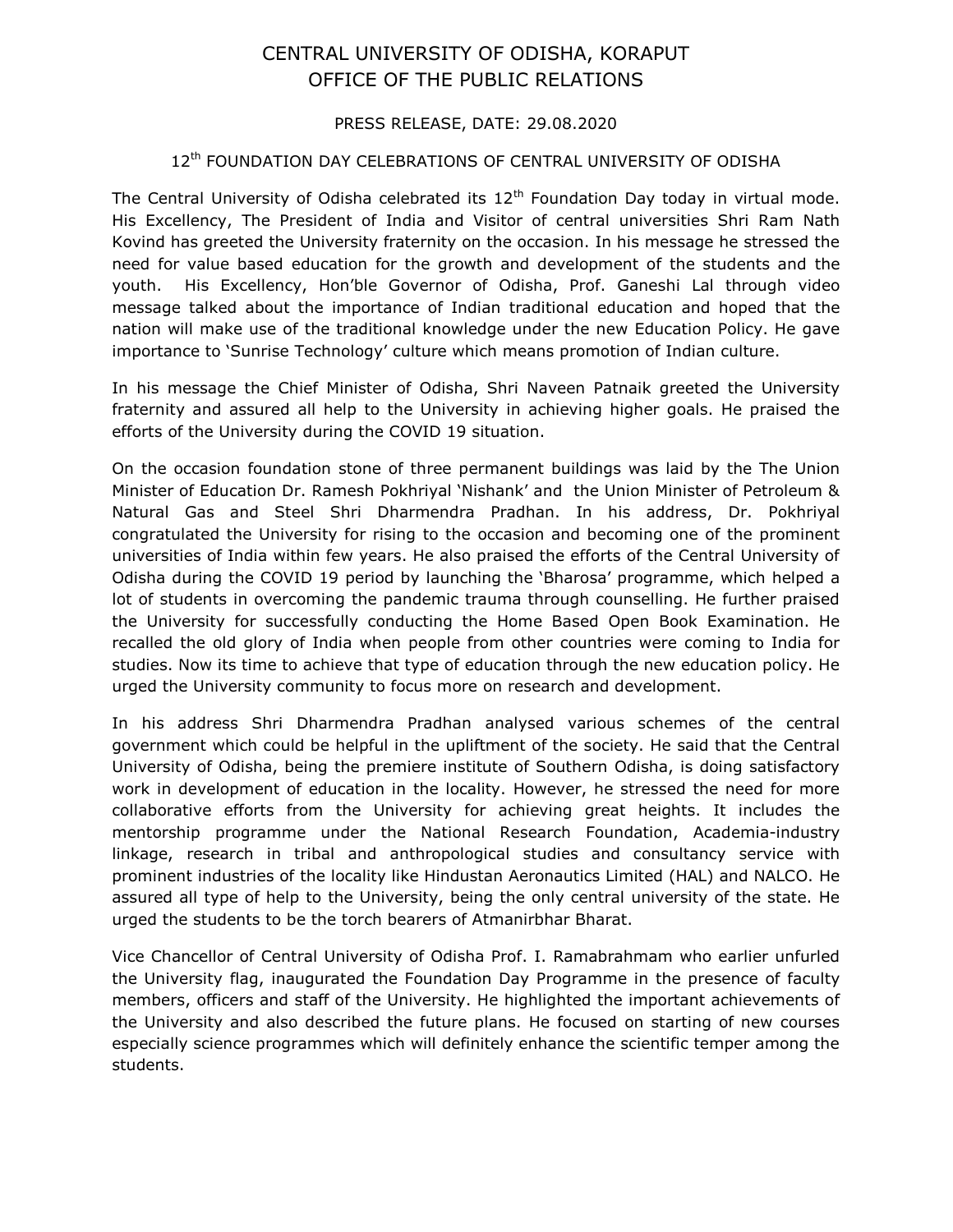# CENTRAL UNIVERSITY OF ODISHA, KORAPUT
## OFFICE OF THE PUBLIC RELATIONS

PRESS RELEASE, DATE: 29.08.2020

### 12th FOUNDATION DAY CELEBRATIONS OF CENTRAL UNIVERSITY OF ODISHA

The Central University of Odisha celebrated its 12th Foundation Day today in virtual mode. His Excellency, The President of India and Visitor of central universities Shri Ram Nath Kovind has greeted the University fraternity on the occasion. In his message he stressed the need for value based education for the growth and development of the students and the youth. His Excellency, Hon'ble Governor of Odisha, Prof. Ganeshi Lal through video message talked about the importance of Indian traditional education and hoped that the nation will make use of the traditional knowledge under the new Education Policy. He gave importance to 'Sunrise Technology' culture which means promotion of Indian culture.

In his message the Chief Minister of Odisha, Shri Naveen Patnaik greeted the University fraternity and assured all help to the University in achieving higher goals. He praised the efforts of the University during the COVID 19 situation.

On the occasion foundation stone of three permanent buildings was laid by the The Union Minister of Education Dr. Ramesh Pokhriyal 'Nishank' and the Union Minister of Petroleum & Natural Gas and Steel Shri Dhardmendra Pradhan. In his address, Dr. Pokhriyal congratulated the University for rising to the occasion and becoming one of the prominent universities of India within few years. He also praised the efforts of the Central University of Odisha during the COVID 19 period by launching the 'Bharosa' programme, which helped a lot of students in overcoming the pandemic trauma through counselling. He further praised the University for successfully conducting the Home Based Open Book Examination. He recalled the old glory of India when people from other countries were coming to India for studies. Now its time to achieve that type of education through the new education policy. He urged the University community to focus more on research and development.

In his address Shri Dharmendra Pradhan analysed various schemes of the central government which could be helpful in the upliftment of the society. He said that the Central University of Odisha, being the premiere institute of Southern Odisha, is doing satisfactory work in development of education in the locality. However, he stressed the need for more collaborative efforts from the University for achieving great heights. It includes the mentorship programme under the National Research Foundation, Academia-industry linkage, research in tribal and anthropological studies and consultancy service with prominent industries of the locality like Hindustan Aeronautics Limited (HAL) and NALCO. He assured all type of help to the University, being the only central university of the state. He urged the students to be the torch bearers of Atmanirbhar Bharat.

Vice Chancellor of Central University of Odisha Prof. I. Ramabrahmam who earlier unfurled the University flag, inaugurated the Foundation Day Programme in the presence of faculty members, officers and staff of the University. He highlighted the important achievements of the University and also described the future plans. He focused on starting of new courses especially science programmes which will definitely enhance the scientific temper among the students.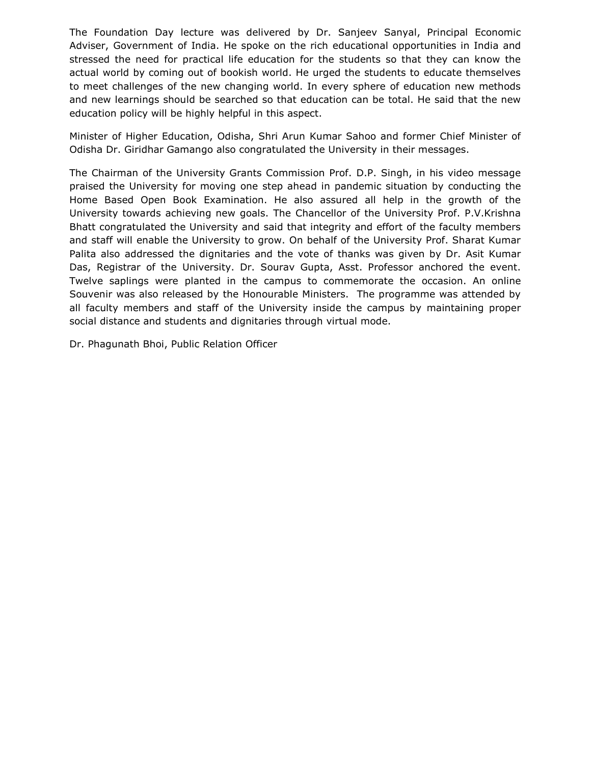The Foundation Day lecture was delivered by Dr. Sanjeev Sanyal, Principal Economic Adviser, Government of India. He spoke on the rich educational opportunities in India and stressed the need for practical life education for the students so that they can know the actual world by coming out of bookish world. He urged the students to educate themselves to meet challenges of the new changing world. In every sphere of education new methods and new learnings should be searched so that education can be total. He said that the new education policy will be highly helpful in this aspect.

Minister of Higher Education, Odisha, Shri Arun Kumar Sahoo and former Chief Minister of Odisha Dr. Giridhar Gamango also congratulated the University in their messages.

The Chairman of the University Grants Commission Prof. D.P. Singh, in his video message praised the University for moving one step ahead in pandemic situation by conducting the Home Based Open Book Examination. He also assured all help in the growth of the University towards achieving new goals. The Chancellor of the University Prof. P.V.Krishna Bhatt congratulated the University and said that integrity and effort of the faculty members and staff will enable the University to grow. On behalf of the University Prof. Sharat Kumar Palita also addressed the dignitaries and the vote of thanks was given by Dr. Asit Kumar Das, Registrar of the University. Dr. Sourav Gupta, Asst. Professor anchored the event. Twelve saplings were planted in the campus to commemorate the occasion. An online Souvenir was also released by the Honourable Ministers. The programme was attended by all faculty members and staff of the University inside the campus by maintaining proper social distance and students and dignitaries through virtual mode.

Dr. Phagunath Bhoi, Public Relation Officer